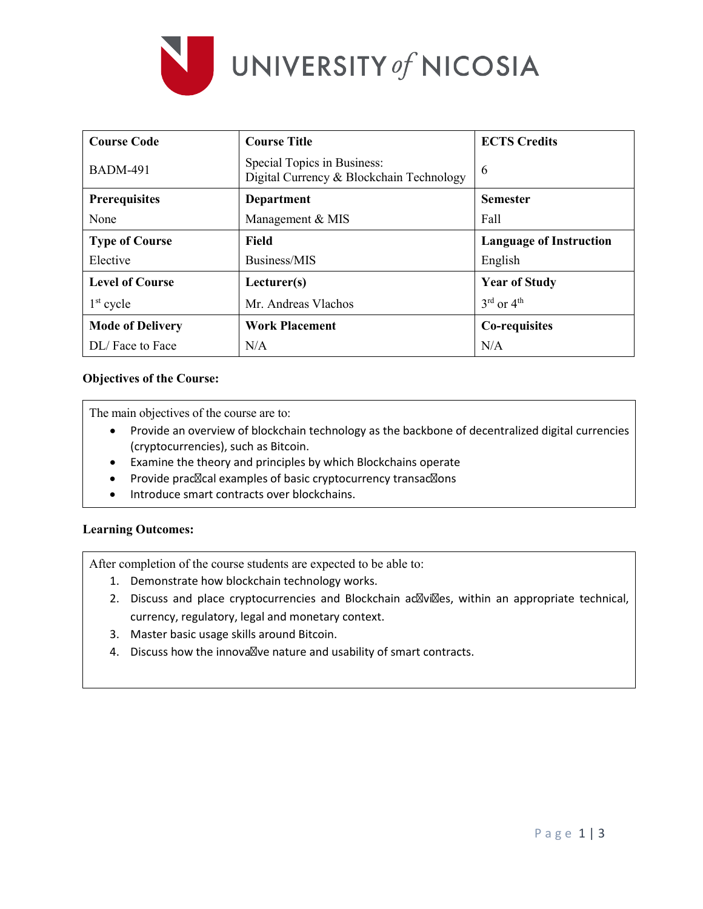UNIVERSITY of NICOSIA

| Course Code | Course Title | ECTS Credits |
| --- | --- | --- |
| BADM-491 | Special Topics in Business: Digital Currency & Blockchain Technology | 6 |
| **Prerequisites** | **Department** | **Semester** |
| None | Management & MIS | Fall |
| **Type of Course** | **Field** | **Language of Instruction** |
| Elective | Business/MIS | English |
| **Level of Course** | **Lecturer(s)** | **Year of Study** |
| 1st cycle | Mr. Andreas Vlachos | 3rd or 4th |
| **Mode of Delivery** | **Work Placement** | **Co-requisites** |
| DL/ Face to Face | N/A | N/A |

**Objectives of the Course:**

The main objectives of the course are to:

- Provide an overview of blockchain technology as the backbone of decentralized digital currencies (cryptocurrencies), such as Bitcoin.
- Examine the theory and principles by which Blockchains operate
- Provide practical examples of basic cryptocurrency transactions
- Introduce smart contracts over blockchains.

**Learning Outcomes:**

After completion of the course students are expected to be able to:

1. Demonstrate how blockchain technology works.
2. Discuss and place cryptocurrencies and Blockchain activities, within an appropriate technical, currency, regulatory, legal and monetary context.
3. Master basic usage skills around Bitcoin.
4. Discuss how the innovative nature and usability of smart contracts.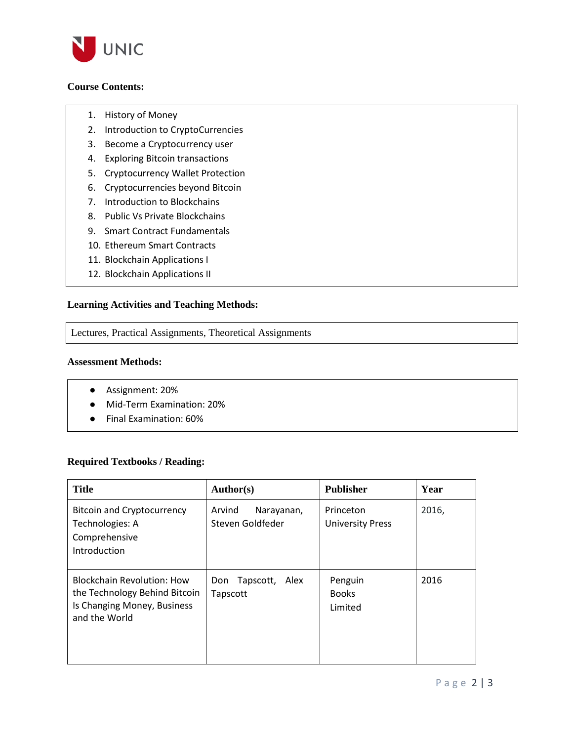**Course Contents:**

1. History of Money
2. Introduction to CryptoCurrencies
3. Become a Cryptocurrency user
4. Exploring Bitcoin transactions
5. Cryptocurrency Wallet Protection
6. Cryptocurrencies beyond Bitcoin
7. Introduction to Blockchains
8. Public Vs Private Blockchains
9. Smart Contract Fundamentals
10. Ethereum Smart Contracts
11. Blockchain Applications I
12. Blockchain Applications II

**Learning Activities and Teaching Methods:**

Lectures, Practical Assignments, Theoretical Assignments

**Assessment Methods:**

- Assignment: 20%
- Mid-Term Examination: 20%
- Final Examination: 60%

**Required Textbooks / Reading:**

| Title | Author(s) | Publisher | Year |
|---|---|---|---|
| Bitcoin and Cryptocurrency Technologies: A Comprehensive Introduction | Arvind Narayanan, Steven Goldfeder | Princeton University Press | 2016, |
| Blockchain Revolution: How the Technology Behind Bitcoin Is Changing Money, Business and the World | Don Tapscott, Alex Tapscott | Penguin Books Limited | 2016 |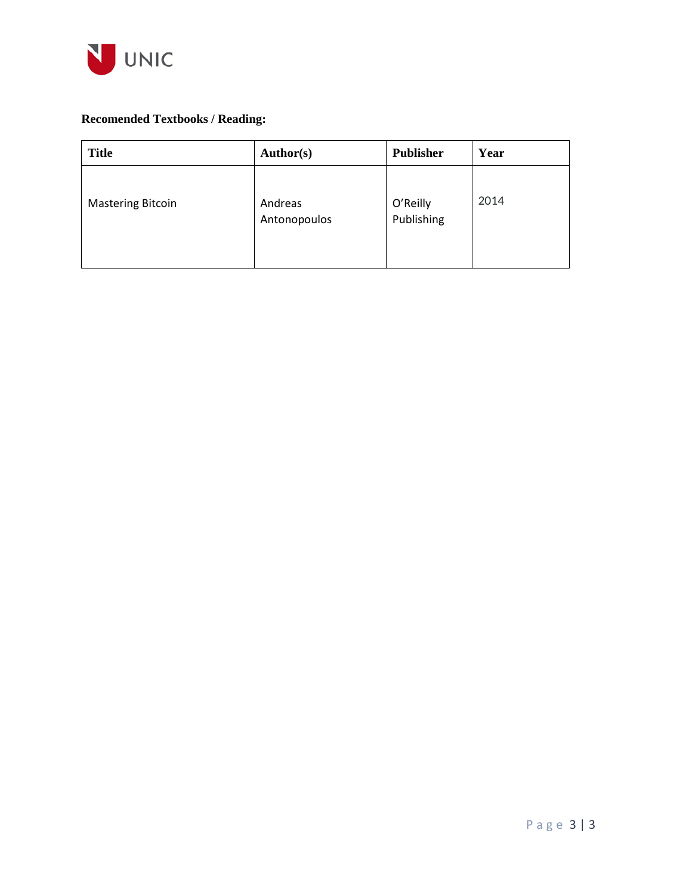**Recomended Textbooks / Reading:**

| Title | Author(s) | Publisher | Year |
| --- | --- | --- | --- |
| Mastering Bitcoin | Andreas Antonopoulos | O'Reilly Publishing | 2014 |